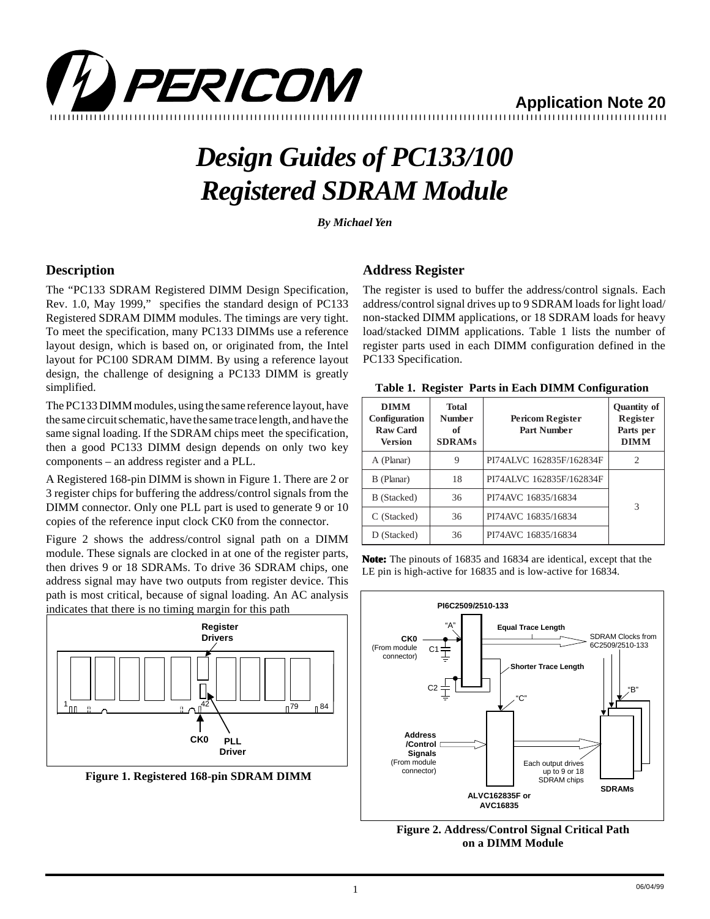# Design Guides of PC133/100 Registered SDRAM Module

***By Michael Yen***

Application Note 20

## Description

The "PC133 SDRAM Registered DIMM Design Specification, Rev. 1.0, May 1999," specifies the standard design of PC133 Registered SDRAM DIMM modules. The timings are very tight. To meet the specification, many PC133 DIMMs use a reference layout design, which is based on, or originated from, the Intel layout for PC100 SDRAM DIMM. By using a reference layout design, the challenge of designing a PC133 DIMM is greatly simplified.

The PC133 DIMM modules, using the same reference layout, have the same circuit schematic, have the same trace length, and have the same signal loading. If the SDRAM chips meet the specification, then a good PC133 DIMM design depends on only two key components – an address register and a PLL.

A Registered 168-pin DIMM is shown in Figure 1. There are 2 or 3 register chips for buffering the address/control signals from the DIMM connector. Only one PLL part is used to generate 9 or 10 copies of the reference input clock CK0 from the connector.

Figure 2 shows the address/control signal path on a DIMM module. These signals are clocked in at one of the register parts, then drives 9 or 18 SDRAMs. To drive 36 SDRAM chips, one address signal may have two outputs from register device. This path is most critical, because of signal loading. An AC analysis indicates that there is no timing margin for this path

**Figure 1. Registered 168-pin SDRAM DIMM**

## Address Register

The register is used to buffer the address/control signals. Each address/control signal drives up to 9 SDRAM loads for light load/ non-stacked DIMM applications, or 18 SDRAM loads for heavy load/stacked DIMM applications. Table 1 lists the number of register parts used in each DIMM configuration defined in the PC133 Specification.

**Table 1. Register Parts in Each DIMM Configuration**

| DIMM Configuration Raw Card Version | Total Number of SDRAMs | Pericom Register Part Number | Quantity of Register Parts per DIMM |
|---|---|---|---|
| A (Planar) | 9 | PI74ALVC 162835F/162834F | 2 |
| B (Planar) | 18 | PI74ALVC 162835F/162834F | 3 |
| B (Stacked) | 36 | PI74AVC 16835/16834 | |
| C (Stacked) | 36 | PI74AVC 16835/16834 | |
| D (Stacked) | 36 | PI74AVC 16835/16834 | |

**Note:** The pinouts of 16835 and 16834 are identical, except that the LE pin is high-active for 16835 and is low-active for 16834.

**Figure 2. Address/Control Signal Critical Path on a DIMM Module**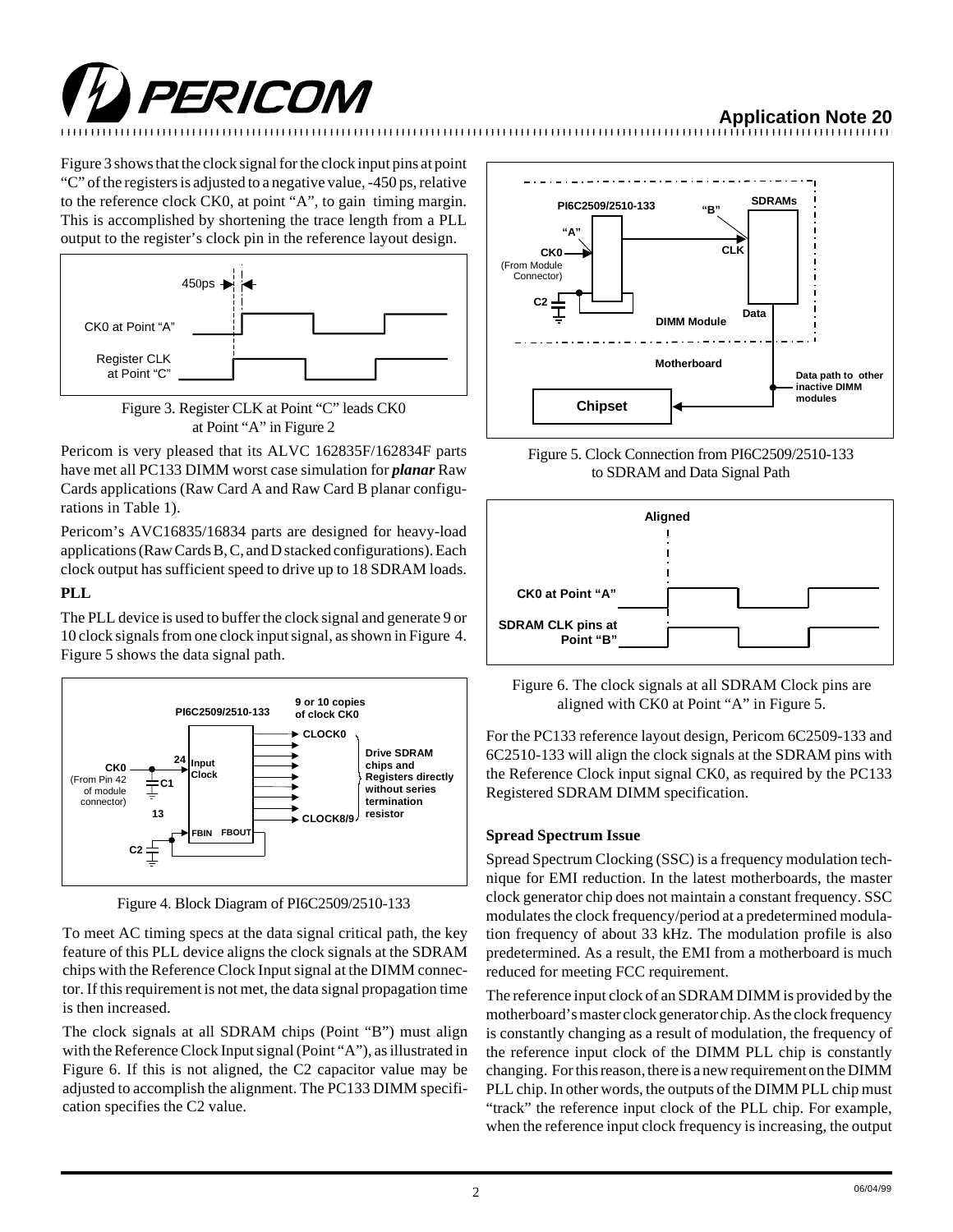Figure 3 shows that the clock signal for the clock input pins at point "C" of the registers is adjusted to a negative value, -450 ps, relative to the reference clock CK0, at point "A", to gain timing margin. This is accomplished by shortening the trace length from a PLL output to the register's clock pin in the reference layout design.

Figure 3. Register CLK at Point "C" leads CK0 at Point "A" in Figure 2

Pericom is very pleased that its ALVC 162835F/162834F parts have met all PC133 DIMM worst case simulation for ***planar*** Raw Cards applications (Raw Card A and Raw Card B planar configurations in Table 1).

Pericom's AVC16835/16834 parts are designed for heavy-load applications (Raw Cards B, C, and D stacked configurations). Each clock output has sufficient speed to drive up to 18 SDRAM loads.

### PLL

The PLL device is used to buffer the clock signal and generate 9 or 10 clock signals from one clock input signal, as shown in Figure 4. Figure 5 shows the data signal path.

Figure 4. Block Diagram of PI6C2509/2510-133

To meet AC timing specs at the data signal critical path, the key feature of this PLL device aligns the clock signals at the SDRAM chips with the Reference Clock Input signal at the DIMM connector. If this requirement is not met, the data signal propagation time is then increased.

The clock signals at all SDRAM chips (Point "B") must align with the Reference Clock Input signal (Point "A"), as illustrated in Figure 6. If this is not aligned, the C2 capacitor value may be adjusted to accomplish the alignment. The PC133 DIMM specification specifies the C2 value.

Figure 5. Clock Connection from PI6C2509/2510-133 to SDRAM and Data Signal Path

Figure 6. The clock signals at all SDRAM Clock pins are aligned with CK0 at Point "A" in Figure 5.

For the PC133 reference layout design, Pericom 6C2509-133 and 6C2510-133 will align the clock signals at the SDRAM pins with the Reference Clock input signal CK0, as required by the PC133 Registered SDRAM DIMM specification.

### Spread Spectrum Issue

Spread Spectrum Clocking (SSC) is a frequency modulation technique for EMI reduction. In the latest motherboards, the master clock generator chip does not maintain a constant frequency. SSC modulates the clock frequency/period at a predetermined modulation frequency of about 33 kHz. The modulation profile is also predetermined. As a result, the EMI from a motherboard is much reduced for meeting FCC requirement.

The reference input clock of an SDRAM DIMM is provided by the motherboard's master clock generator chip. As the clock frequency is constantly changing as a result of modulation, the frequency of the reference input clock of the DIMM PLL chip is constantly changing. For this reason, there is a new requirement on the DIMM PLL chip. In other words, the outputs of the DIMM PLL chip must "track" the reference input clock of the PLL chip. For example, when the reference input clock frequency is increasing, the output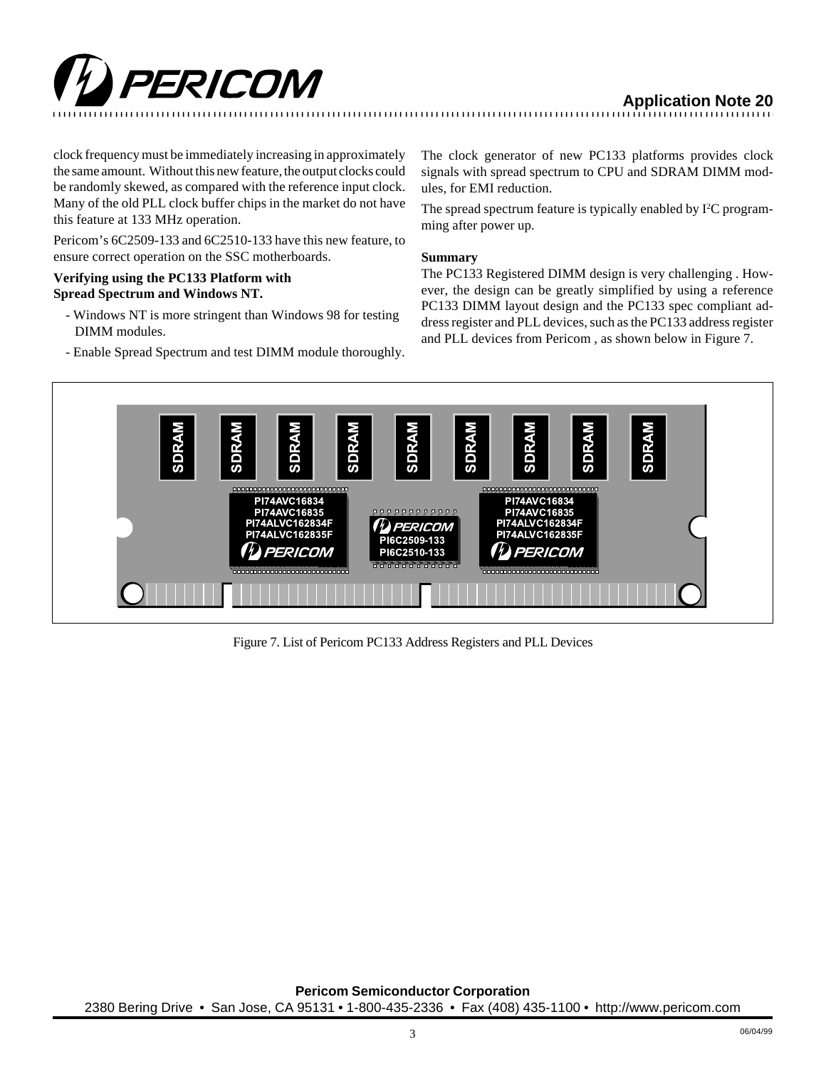clock frequency must be immediately increasing in approximately the same amount. Without this new feature, the output clocks could be randomly skewed, as compared with the reference input clock. Many of the old PLL clock buffer chips in the market do not have this feature at 133 MHz operation.

Pericom's 6C2509-133 and 6C2510-133 have this new feature, to ensure correct operation on the SSC motherboards.

**Verifying using the PC133 Platform with Spread Spectrum and Windows NT.**

- Windows NT is more stringent than Windows 98 for testing DIMM modules.
- Enable Spread Spectrum and test DIMM module thoroughly.

The clock generator of new PC133 platforms provides clock signals with spread spectrum to CPU and SDRAM DIMM modules, for EMI reduction.

The spread spectrum feature is typically enabled by $I^2C$ programming after power up.

**Summary**

The PC133 Registered DIMM design is very challenging . However, the design can be greatly simplified by using a reference PC133 DIMM layout design and the PC133 spec compliant address register and PLL devices, such as the PC133 address register and PLL devices from Pericom , as shown below in Figure 7.

SDRAM SDRAM SDRAM SDRAM SDRAM SDRAM SDRAM SDRAM SDRAM

PI74AVC16834
PI74AVC16835
PI74ALVC162834F
PI74ALVC162835F
PERICOM

PERICOM
PI6C2509-133
PI6C2510-133

PI74AVC16834
PI74AVC16835
PI74ALVC162834F
PI74ALVC162835F
PERICOM

Figure 7. List of Pericom PC133 Address Registers and PLL Devices

**Pericom Semiconductor Corporation**
2380 Bering Drive • San Jose, CA 95131 • 1-800-435-2336 • Fax (408) 435-1100 • http://www.pericom.com